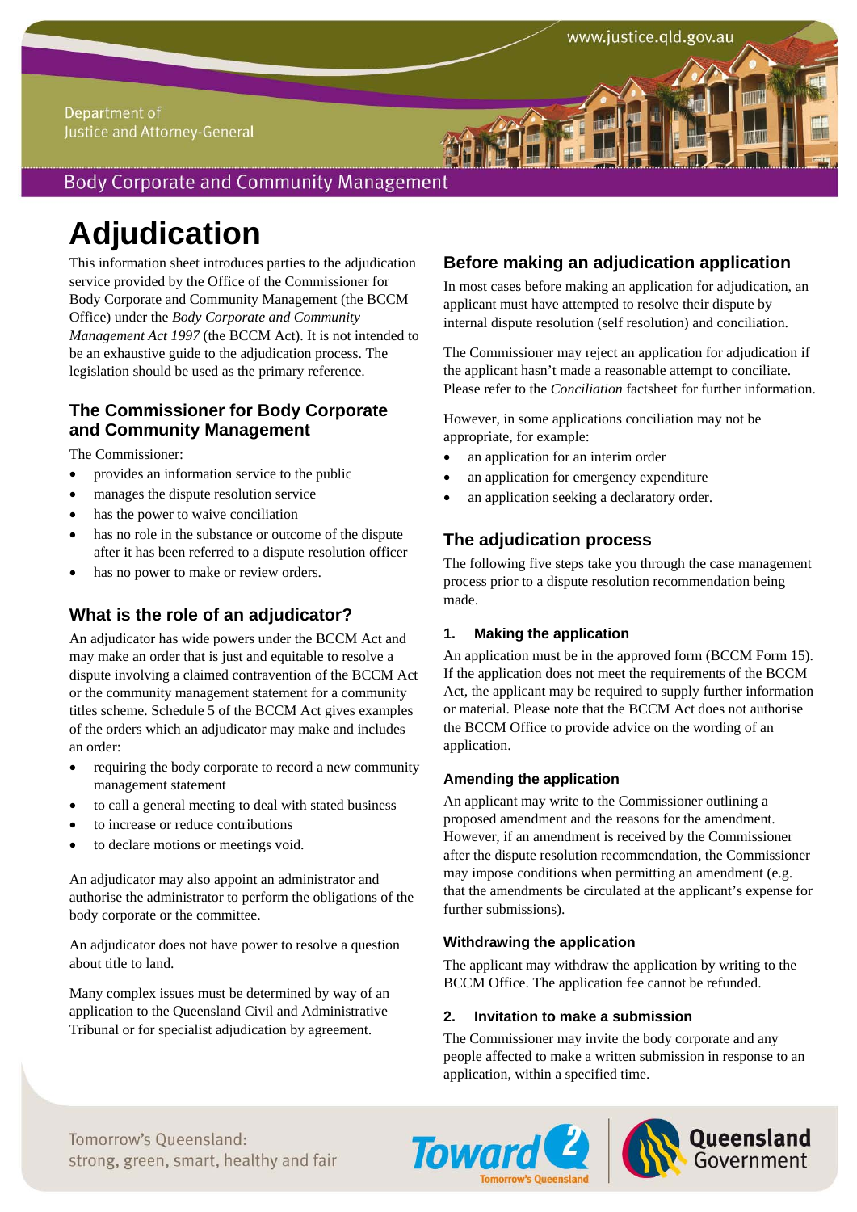Department of Justice and Attorney-General

Body Corporate and Community Management

# Adjudication

This information sheet introduces parties to the adjudication service provided by the Office of the Commissioner for Body Corporate and Community Management (the BCCM Office) under the *Body Corporate and Community Management Act 1997* (the BCCM Act). It is not intended to be an exhaustive guide to the adjudication process. The legislation should be used as the primary reference.

## The Commissioner for Body Corporate and Community Management

The Commissioner:

- provides an information service to the public
- manages the dispute resolution service
- has the power to waive conciliation
- has no role in the substance or outcome of the dispute after it has been referred to a dispute resolution officer
- has no power to make or review orders.

## What is the role of an adjudicator?

An adjudicator has wide powers under the BCCM Act and may make an order that is just and equitable to resolve a dispute involving a claimed contravention of the BCCM Act or the community management statement for a community titles scheme. Schedule 5 of the BCCM Act gives examples of the orders which an adjudicator may make and includes an order:

- requiring the body corporate to record a new community management statement
- to call a general meeting to deal with stated business
- to increase or reduce contributions
- to declare motions or meetings void.

An adjudicator may also appoint an administrator and authorise the administrator to perform the obligations of the body corporate or the committee.

An adjudicator does not have power to resolve a question about title to land.

Many complex issues must be determined by way of an application to the Queensland Civil and Administrative Tribunal or for specialist adjudication by agreement.

## Before making an adjudication application

In most cases before making an application for adjudication, an applicant must have attempted to resolve their dispute by internal dispute resolution (self resolution) and conciliation.

The Commissioner may reject an application for adjudication if the applicant hasn't made a reasonable attempt to conciliate. Please refer to the *Conciliation* factsheet for further information.

However, in some applications conciliation may not be appropriate, for example:

- an application for an interim order
- an application for emergency expenditure
- an application seeking a declaratory order.

## The adjudication process

The following five steps take you through the case management process prior to a dispute resolution recommendation being made.

### 1. Making the application

An application must be in the approved form (BCCM Form 15). If the application does not meet the requirements of the BCCM Act, the applicant may be required to supply further information or material. Please note that the BCCM Act does not authorise the BCCM Office to provide advice on the wording of an application.

### Amending the application

An applicant may write to the Commissioner outlining a proposed amendment and the reasons for the amendment. However, if an amendment is received by the Commissioner after the dispute resolution recommendation, the Commissioner may impose conditions when permitting an amendment (e.g. that the amendments be circulated at the applicant's expense for further submissions).

### Withdrawing the application

The applicant may withdraw the application by writing to the BCCM Office. The application fee cannot be refunded.

### 2. Invitation to make a submission

The Commissioner may invite the body corporate and any people affected to make a written submission in response to an application, within a specified time.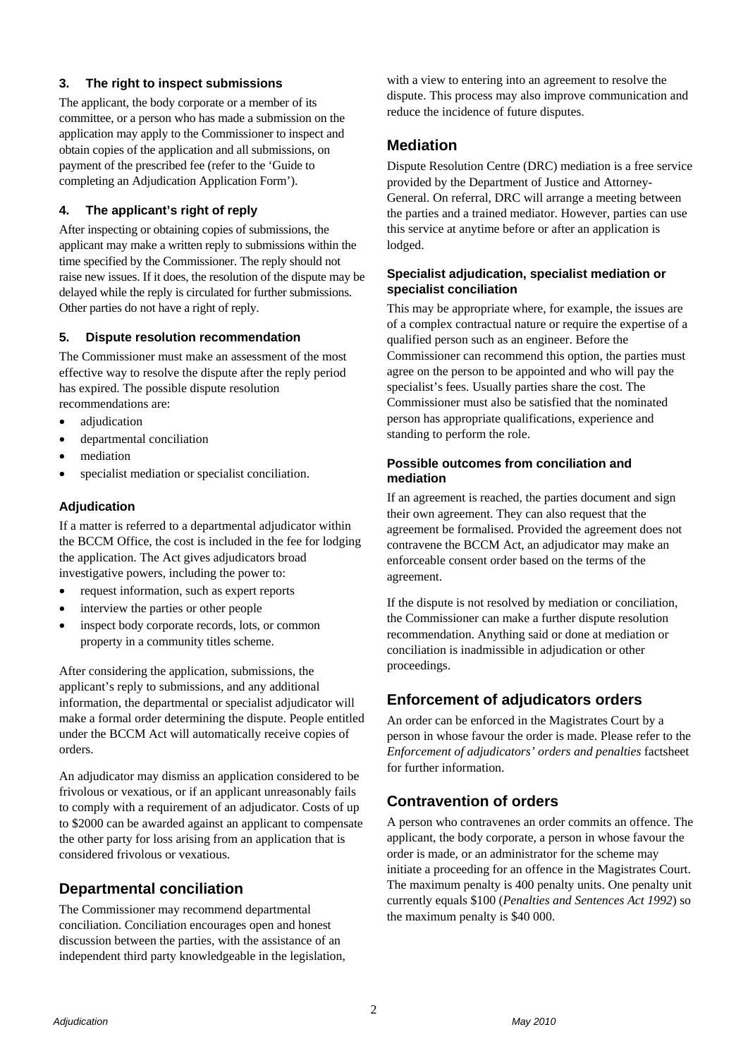### 3. The right to inspect submissions

The applicant, the body corporate or a member of its committee, or a person who has made a submission on the application may apply to the Commissioner to inspect and obtain copies of the application and all submissions, on payment of the prescribed fee (refer to the 'Guide to completing an Adjudication Application Form').

### 4. The applicant's right of reply

After inspecting or obtaining copies of submissions, the applicant may make a written reply to submissions within the time specified by the Commissioner. The reply should not raise new issues. If it does, the resolution of the dispute may be delayed while the reply is circulated for further submissions. Other parties do not have a right of reply.

### 5. Dispute resolution recommendation

The Commissioner must make an assessment of the most effective way to resolve the dispute after the reply period has expired. The possible dispute resolution recommendations are:

- adjudication
- departmental conciliation
- mediation
- specialist mediation or specialist conciliation.

### Adjudication

If a matter is referred to a departmental adjudicator within the BCCM Office, the cost is included in the fee for lodging the application. The Act gives adjudicators broad investigative powers, including the power to:

- request information, such as expert reports
- interview the parties or other people
- inspect body corporate records, lots, or common property in a community titles scheme.

After considering the application, submissions, the applicant's reply to submissions, and any additional information, the departmental or specialist adjudicator will make a formal order determining the dispute. People entitled under the BCCM Act will automatically receive copies of orders.

An adjudicator may dismiss an application considered to be frivolous or vexatious, or if an applicant unreasonably fails to comply with a requirement of an adjudicator. Costs of up to $2000 can be awarded against an applicant to compensate the other party for loss arising from an application that is considered frivolous or vexatious.

## Departmental conciliation

The Commissioner may recommend departmental conciliation. Conciliation encourages open and honest discussion between the parties, with the assistance of an independent third party knowledgeable in the legislation, with a view to entering into an agreement to resolve the dispute. This process may also improve communication and reduce the incidence of future disputes.

## Mediation

Dispute Resolution Centre (DRC) mediation is a free service provided by the Department of Justice and Attorney-General. On referral, DRC will arrange a meeting between the parties and a trained mediator. However, parties can use this service at anytime before or after an application is lodged.

### Specialist adjudication, specialist mediation or specialist conciliation

This may be appropriate where, for example, the issues are of a complex contractual nature or require the expertise of a qualified person such as an engineer. Before the Commissioner can recommend this option, the parties must agree on the person to be appointed and who will pay the specialist's fees. Usually parties share the cost. The Commissioner must also be satisfied that the nominated person has appropriate qualifications, experience and standing to perform the role.

### Possible outcomes from conciliation and mediation

If an agreement is reached, the parties document and sign their own agreement. They can also request that the agreement be formalised. Provided the agreement does not contravene the BCCM Act, an adjudicator may make an enforceable consent order based on the terms of the agreement.

If the dispute is not resolved by mediation or conciliation, the Commissioner can make a further dispute resolution recommendation. Anything said or done at mediation or conciliation is inadmissible in adjudication or other proceedings.

## Enforcement of adjudicators orders

An order can be enforced in the Magistrates Court by a person in whose favour the order is made. Please refer to the *Enforcement of adjudicators' orders and penalties* factsheet for further information.

## Contravention of orders

A person who contravenes an order commits an offence. The applicant, the body corporate, a person in whose favour the order is made, or an administrator for the scheme may initiate a proceeding for an offence in the Magistrates Court. The maximum penalty is 400 penalty units. One penalty unit currently equals $100 (*Penalties and Sentences Act 1992*) so the maximum penalty is $40 000.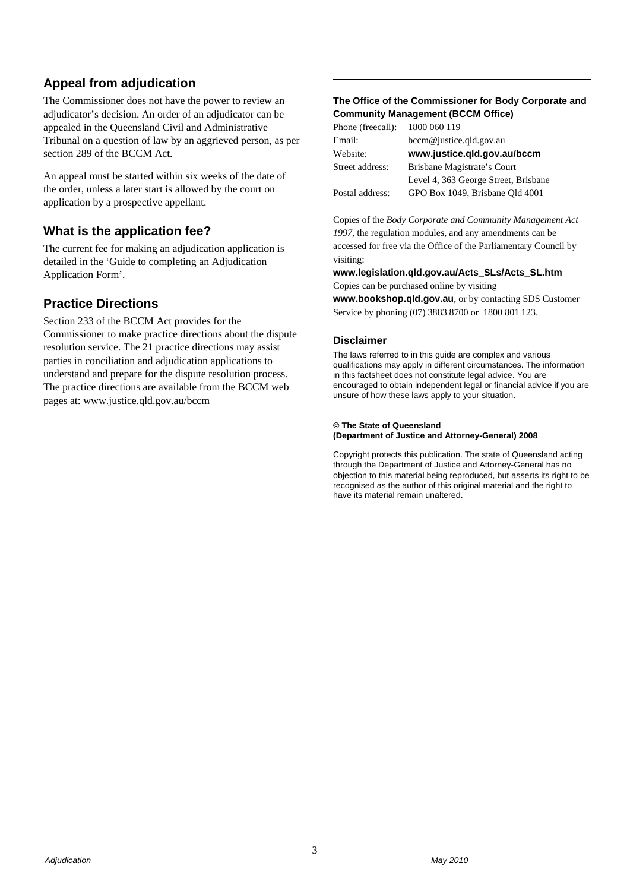## Appeal from adjudication

The Commissioner does not have the power to review an adjudicator's decision. An order of an adjudicator can be appealed in the Queensland Civil and Administrative Tribunal on a question of law by an aggrieved person, as per section 289 of the BCCM Act.

An appeal must be started within six weeks of the date of the order, unless a later start is allowed by the court on application by a prospective appellant.

## What is the application fee?

The current fee for making an adjudication application is detailed in the 'Guide to completing an Adjudication Application Form'.

## Practice Directions

Section 233 of the BCCM Act provides for the Commissioner to make practice directions about the dispute resolution service. The 21 practice directions may assist parties in conciliation and adjudication applications to understand and prepare for the dispute resolution process. The practice directions are available from the BCCM web pages at: www.justice.qld.gov.au/bccm

**The Office of the Commissioner for Body Corporate and Community Management (BCCM Office)**

| | |
|---|---|
| Phone (freecall): | 1800 060 119 |
| Email: | bccm@justice.qld.gov.au |
| Website: | **www.justice.qld.gov.au/bccm** |
| Street address: | Brisbane Magistrate's Court<br>Level 4, 363 George Street, Brisbane |
| Postal address: | GPO Box 1049, Brisbane Qld 4001 |

Copies of the *Body Corporate and Community Management Act 1997*, the regulation modules, and any amendments can be accessed for free via the Office of the Parliamentary Council by visiting:

**www.legislation.qld.gov.au/Acts_SLs/Acts_SL.htm**

Copies can be purchased online by visiting **www.bookshop.qld.gov.au**, or by contacting SDS Customer Service by phoning (07) 3883 8700 or 1800 801 123.

### Disclaimer

The laws referred to in this guide are complex and various qualifications may apply in different circumstances. The information in this factsheet does not constitute legal advice. You are encouraged to obtain independent legal or financial advice if you are unsure of how these laws apply to your situation.

**© The State of Queensland**
**(Department of Justice and Attorney-General) 2008**

Copyright protects this publication. The state of Queensland acting through the Department of Justice and Attorney-General has no objection to this material being reproduced, but asserts its right to be recognised as the author of this original material and the right to have its material remain unaltered.